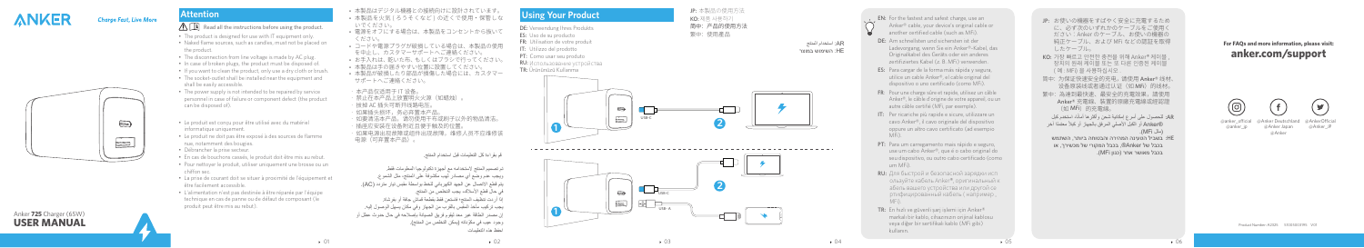# ANKER

*Charge Fast, Live More*

Anker **725** Charger (65W)

# USER MANUAL

## Attention

Read all the instructions before using the product.

- The product is designed for use with IT equipment only.
- Naked flame sources, such as candles, must not be placed on the product.
- The disconnection from line voltage is made by AC plug.
- In case of broken plugs, the product must be disposed of.
- If you want to clean the product, only use a dry cloth or brush.
- The socket-outlet shall be installed near the equipment and shall be easily accessible.
- The power supply is not intended to be repaired by service personnel in case of failure or component defect (the product can be disposed of).

- Le produit est conçu pour être utilisé avec du matériel informatique uniquement.
- Le produit ne doit pas être exposé à des sources de flamme nue, notamment des bougies.
- Débrancher la prise secteur.
- En cas de bouchons cassés, le produit doit être mis au rebut.
- Pour nettoyer le produit, utiliser uniquement une brosse ou un chiffon sec.
- La prise de courant doit se situer à proximité de l'équipement et être facilement accessible.
- L'alimentation n'est pas destinée à être réparée par l'équipe technique en cas de panne ou de défaut de composant (le produit peut être mis au rebut).

- 本製品はデジタル機器との接続向けに設計されています。
- 本製品を火気（ろうそくなど）の近くで使用・保管しないでください。
- 電源をオフにする場合は、本製品をコンセントから抜いてください。
- コードや電源プラグが破損している場合は、本製品の使用を中止し、カスタマーサポートへご連絡ください。
- お手入れは、乾いた布、もしくはブラシで行ってください。
- 本製品は手の届きやすい位置に設置してください。
- 本製品が破損したり部品が損傷した場合には、カスタマーサポートへご連絡ください。

- 本产品仅适用于 IT 设备。
- 禁止在本产品上放置明火火源（如蜡烛）。
- 拔掉 AC 插头可断开线路电压。
- 如果插头损坏，则必须丢弃本产品。
- 如需清洁本产品，请仅使用干布或刷子以外的物品清洁。
- 插座应安装在设备附近且便于触及的位置。
- 如果电源出现故障或组件出现故障，维修人员不负责维修电源（可弃置本产品）。

قم بقراءة كل التعليمات قبل استخدام المنتج.

تم تصميم المنتج للاستخدام مع أجهزة تكنولوجيا المعلومات فقط.
ويجب عدم وضع أي مصادر لهب مكشوفة، مثل الشموع، على المنتج.
يتم قطع الاتصال من الجهد الكهربائي للخط بواسطة قابس تيار متردد (AC).
في حال قطع الأسلاك، يجب التخلص من المنتج.
إذا أردت تنظيف المنتج، فاستخدم فقط قطعة قماش جافة أو فرشاة.
يجب تركيب مأخذ المقبس بالقرب من الجهاز وفي مكان يسهل الوصول إليه.
إن مصدر الطاقة غير معد ليتم إصلاحه من قِبل فريق الصيانة بالمنتج في حال حدوث عطل أو وجود عيب في مكوناته (يمكن التخلص من المنتج).
احفظ هذه التعليمات.

## Using Your Product

DE: Verwendung Ihres Produkts
ES: Uso de su producto
FR: Utilisation de votre produit
IT: Utilizzo del prodotto
PT: Como usar seu produto
RU: Использование устройства
TR: Ürününüzü Kullanma

JP: 本製品の使用方法
KO: 제품 사용하기
简中: 产品的使用方法
繁中: 使用產品

AR: استخدام المنتج
HE: השימוש במוצר

- **EN:** For the fastest and safest charge, use an Anker® cable, your device's original cable or another certified cable (such as MFi).
- **DE:** Am schnellsten und sichersten ist der Ladevorgang, wenn Sie ein Anker®-Kabel, das Originalkabel des Geräts oder ein anderes zertifiziertes Kabel (z. B. MFi) verwenden.
- **ES:** Para cargar de la forma más rápida y segura, utilice un cable Anker®, el cable original del dispositivo u otro certificado (como MFi).
- **FR:** Pour une charge sûre et rapide, utilisez un câble Anker®, le câble d'origine de votre appareil, ou un autre câble certifié (MFi, par exemple).
- **IT:** Per ricariche più rapide e sicure, utilizzare un cavo Anker®, il cavo originale del dispositivo oppure un altro cavo certificato (ad esempio MFi).
- **PT:** Para um carregamento mais rápido e seguro, use um cabo Anker®, que é o cabo original do seu dispositivo, ou outro cabo certificado (como um MFi).
- **RU:** Для быстрой и безопасной зарядки используйте кабель Anker®, оригинальный кабель вашего устройства или другой сертифицированный кабель (например, MFi).
- **TR:** En hızlı ve güvenli şarj işlemi için Anker® markalı bir kablo, cihazınızın orijinal kablosu veya diğer bir sertifikalı kablo (MFi gibi) kullanın.

- **JP:** お使いの機器をすばやく安全に充電するために、必ずこのいずれかのケーブルをご使用ください：Ankerのケーブル、お使いの機器の純正ケーブル、およびMFiなどの認証を取得したケーブル。
- **KO:** 가장 빠르고 안전한 충전을 위해 Anker® 케이블, 장치의 원래 케이블 또는 다른 인증된 케이블(예: MFi)을 사용하십시오.
- **简中:** 为确保快速安全的充电，请使用 Anker® 线材、设备原装线或者通过认证（如 MFi）的线材。
- **繁中:** 為達到最快速、最安全的充電效果，請使用 Anker® 充電線、裝置的原廠充電線或經認證（如 MFi）的充電線。
- **AR:** للحصول على أسرع شحن وأكثره أمانًا استخدم كابل Anker® أو الكابل الأصلي لجهازك أو كابلًا آخر معتمدًا (مثل MFi).
- **HE:** לטעינה המהירה והבטוחה ביותר, השתמש בכבל של ®Anker, בכבל המקורי של המכשיר, או בכבל מאושר אחר (כגון MFi).

**For FAQs and more information, please visit:**

**anker.com/support**

@anker_official @anker_jp | @Anker Deutschland @Anker Japan @Anker | @AnkerOfficial @Anker_JP

Product Number: A2663  51005003395  V01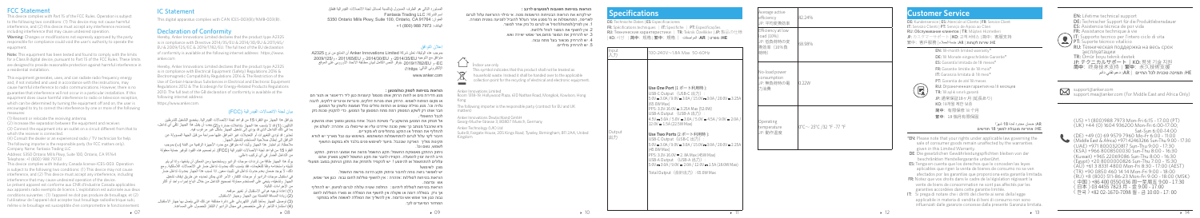## FCC Statement

This device complies with Part 15 of the FCC Rules. Operation is subject to the following two conditions: (1) This device may not cause harmful interference, and (2) this device must accept any interference received, including interference that may cause undesired operation.

**Warning:** Changes or modifications not expressly approved by the party responsible for compliance could void the user's authority to operate the equipment.

**Note:** This equipment has been tested and found to comply with the limits for a Class B digital device, pursuant to Part 15 of the FCC Rules. These limits are designed to provide reasonable protection against harmful interference in a residential installation.

This equipment generates, uses, and can radiate radio frequency energy and, if not installed and used in accordance with the instructions, may cause harmful interference to radio communications. However, there is no guarantee that interference will not occur in a particular installation. If this equipment does cause harmful interference to radio or television reception, which can be determined by turning the equipment off and on, the user is encouraged to try to correct the interference by one or more of the following measures:

(1) Reorient or relocate the receiving antenna.
(2) Increase the separation between the equipment and receiver.
(3) Connect the equipment into an outlet on a circuit different from that to which the receiver is connected.
(4) Consult the dealer or an experienced radio / TV technician for help.

The following importer is the responsible party (not the FCC matters only)
Company Name: Fantasia Trading LLC
Address: 5350 Ontario Mills Pkwy, Suite 100, Ontario, CA 91764
Telephone: +1 (800) 988 7973

This device complies with Industry Canada licence-exempt RSS standard(s). Operation is subject to the following two conditions: (1) this device may not cause interference, and (2) this device must accept any interference, including interference that may cause undesired operation of the device.

Le présent appareil est conforme aux CNR d'Industrie Canada applicables aux appareils radio exempts de licence. L'exploitation est autorisée aux deux conditions suivantes : (1) l'appareil ne doit pas produire de brouillage, et (2) l'utilisateur de l'appareil doit accepter tout brouillage radioélectrique subi, même si le brouillage est susceptible d'en compromettre le fonctionnement.

## IC Statement

This digital apparatus complies with CAN ICES-003(B)/NMB-003(B).

## Declaration of Conformity

Hereby, Anker Innovations Limited declares that the product type A2325 is in compliance with Directive 2014/35/EU & 2014/30/EU & 2011/65/EU & (EU) 2015/863. The full text of the EU declaration of conformity is available at the following internet address: https://www.anker.com

Hereby, Anker Innovations Limited declares that the product type A2325 is in compliance with Electrical Equipment (Safety) Regulations 2016 & Electromagnetic Compatibility Regulations 2016 & The Restriction of the Use of Certain Hazardous Substances in Electrical and Electronic Equipment Regulations 2012 & The Ecodesign for Energy-Related Products Regulations 2010. The full text of the GB declaration of conformity is available at the following internet address:
https://www.anker.com

## بيان لجنة الاتصالات الفيدرالية (FCC)

يتوافق هذا الجهاز مع الجزء 15 من قواعد لجنة الاتصالات الفيدرالية. يخضع التشغيل للشرطين التاليين: (1) لا يتسبب هذا الجهاز بتداخل ضار، و(2) يجب أن يقبل هذا الجهاز أي تداخل يتم استقباله، بما في ذلك التداخل الذي قد يتسبب في تشغيل غير مرغوب فيه.

تحذير: قد تؤدي التغييرات أو التعديلات التي لم يوافق عليها صراحة من قبل الجهة المسؤولة عن التوافق إلى إبطال صلاحية المستخدم في تشغيل الجهاز.

ملاحظة: تم اختبار هذا الجهاز ووجد أنه يتوافق مع الحدود الخاصة بالأجهزة الرقمية من الفئة ب، وفقًا للجزء 15 من قواعد لجنة الاتصالات الفيدرالية (FCC). تم تصميم هذه الحدود لتوفير حماية معقولة ضد التداخل الضار في التركيبات السكنية.

يولّد هذا الجهاز طاقة ترددات لاسلكية ويستخدمها ويمكنه إشعاعها، وإذا لم يتم تركيبه واستخدامه وفقًا للتعليمات، فقد يتسبب في حدوث تداخل ضار في الاتصالات اللاسلكية. ومع ذلك، لا يوجد ضمان بعدم حدوث تداخل في تركيب معين. إذا تسبب هذا الجهاز في حدوث تداخل ضار في استقبال الراديو أو التلفزيون، والذي يمكن تحديده عن طريق إيقاف تشغيل الجهاز وتشغيله، فيُنصح المستخدم بمحاولة تصحيح التداخل عن طريق اتخاذ واحد أو أكثر من الإجراءات التالية:

(1) إعادة توجيه هوائي الاستقبال أو تغيير موضعه.
(2) زيادة المسافة الفاصلة بين الجهاز وجهاز الاستقبال.
(3) توصيل الجهاز بمنفذ كهربائي على دائرة مختلفة عن تلك التي يتصل بها جهاز الاستقبال.
(4) استشارة الوكيل أو فني متخصص في مجال الراديو / التلفاز للحصول على المساعدة.

المستورد التالي هو الطرف المسؤول (خاصة المسائل لجنة الاتصالات فقط)
اسم الشركة: Fantasia Trading LLC
العنوان: 5350 Ontario Mills Pkwy, Suite 100, Ontario, CA 91764
الهاتف: +1 (800) 988 7973

### إعلان التوافق

بموجب هذه، تعلن شركة Anker Innovations Limited أن نوع المنتج A2325 متوافق مع التوجيه 2014/35/EU و2014/30/EU و2011/65/EU و(EU) 2015/863. يتوفر النص الكامل لإعلان الاتحاد الأوروبي للتوافق على الموقع الإلكتروني التالي:
www.anker.com

## Specifications

DE: Technische Daten | ES: Especificaciones
FR: Spécifications techniques | IT: Specifiche | PT: Especificações
RU: Технические характеристики | TR: Teknik Özellikler | JP: 製品の仕様
KO: 사양 | 简中: 规格 | 繁中: 規格 | AR: المواصفات | HE: מפרט

| | |
|---|---|
| Input 入力 | 100-240V~1.8A Max. 50-60Hz |
| Output 出力 | **Use One Port** (1ポート利用時):<br>USB-C Output (USB-C 出力)<br>5.0V ⎓ 3.0A / 9.0V ⎓ 3.0A / 15.0V ⎓ 3.0A / 20.0V ⎓ 3.25A (65.0W Max)<br>PPS: 3.3V-16.0V ⎓ 3.25A Max (52.0W)<br>USB-A Output (USB-A 出力)<br>4.5V ⎓ 5.0A / 5.0V ⎓ 3.0A / 5.0V ⎓ 4.5A / 9.0V ⎓ 2.0A / 12.0V ⎓ 1.5A (22.5W Max)<br><br>**Use Two Ports** (2ポート利用時):<br>USB-C Output (USB-C 出力)<br>5.0V ⎓ 3.0A / 9.0V ⎓ 3.0A / 15.0V ⎓ 3.0A / 20.0V ⎓ 2.25A (45.0W Max)<br>PPS: 3.3V-16.0V ⎓ 2.8A Max (45.0W Max)<br>USB-A Output (USB-A 出力)<br>5.0V ⎓ 3.0A / 9.0V ⎓ 2.0A / 12.0V ⎓ 1.5A (18.0W Max)<br>Total Output (合計出力): 65.0W Max |
| Average active efficiency 平均動作効率 | 92.24% |
| Efficiency at low load (10%) 低負荷時の動作効率(10%負荷時) | 88.98% |
| No-load power consumption 無負荷時の電力消費 | 0.32W |
| Operating temperature 動作温度 | 0°C – 25°C / 32 °F - 77 °F |

Indoor use only

This symbol indicates that this product shall not be treated as household waste. Instead it shall be handed over to the applicable collection point for the recycling of electrical and electronic equipment.

Anker Innovations Limited
Room 1318-19, Hollywood Plaza, 610 Nathan Road, Mongkok, Kowloon, Hong Kong

The following importer is the responsible party (contact for EU and UK matters)

Anker Innovations Deutschland GmbH
Georg-Muche-Strasse 3, 80807 Munich, Germany

Anker Technology (UK) Ltd
Suite B, Fairgate House, 205 Kings Road, Tyseley, Birmingham, B11 2AA, United Kingdom

## Customer Service

DE: Kundenservice | ES: Atención al Cliente | FR: Service Client
IT: Servizio Clienti | PT: Serviço de Apoio ao Cliente
RU: Обслуживание клиентов | TR: Müşteri Hizmetleri
JP: カスタマーサービス | KO: 고객 서비스 | 简中: 客服支持
繁中: 客戶服務 | AR: خدمة العملاء | HE: שירות לקוחות

EN: 18-month limited warranty*
DE: 18 Monate eingeschränkte Garantie*
ES: Garantía limitada de 18 meses*
FR: Garantie limitée de 18 mois*
IT: Garanzia limitata di 18 mesi*
PT: Garantia de até 18 meses
RU: Ограниченная гарантия на 18 месяцев
TR: 18 aylık sınırlı garanti
JP: 18ヶ月保証
KO: 18개월 제한 보증
简中: 有限保修期 18 个月
繁中: 18 個月有限保固
AR: ضمان محدود لمدة 18 شهرًا
HE: אחריות מוגבלת ל-18 חודשים

EN: Lifetime technical support
DE: Technischer Support für die Produktlebensdauer
ES: Asistencia técnica de por vida
FR: Assistance technique à vie
IT: Supporto tecnico per l'intero ciclo di vita
PT: Suporte técnico vitalício
RU: Техническая поддержка на весь срок эксплуатации
TR: Ömür boyu teknik destek
JP: テクニカルサポート | KO: 평생 기술 지원
简中: 终身技术支持 | 繁中: 永久技術支援
AR: دعم فني مدى الحياة | HE: תמיכה טכנית לכל החיים

support@anker.com
support.mea@anker.com (For Middle East and Africa Only)

(US) +1 (800)988 7973 Mon-Fri 6:15 - 17:00 (PT)
(UK) +44 (0) 1604 936200 Mon-Fri 6:00-17:00
(DE) +49 (0) 69 9579 7960 Mo-Fr 6:00 - 11:00
(Middle East & Africa) +971 42463285 Sun-Thu 9:00 - 17:30
(UAE) +971 8000320897 Sun-Thu 9:00 - 17:30
(KSA) +966 8008500030 Sun-Thu 9:00 - 16:30
(Kuwait) +965 22069086 Sun-Thu 9:00 - 15:30
(Egypt) +20 8000000826 Sun-Thu 7:00 - 15:30
(AU) +61 3 8331 4800 Mon-Fri 9:30 - 17:30 (AEST)
(TR) +90 (850) 460 14 14 Mon-Fri 9:00 - 18:00
(RU) +8 (800) 511-86-23 Mon-Fri 9:00 - 18:00 (MSK)
( 中国 ) +86 400 0550 036 周一至周五 9:00 - 17:30
( 日本 ) 03 4455 7823 月～金 10:00 - 17:00
( 한국 ) +82 02-1670-7098 월 - 금 10:00 - 17:00

*EN: Please note that your rights under applicable law governing the sale of consumer goods remain unaffected by the warranties given in this Limited Warranty.

DE: Die gesetzlichen Gewährleistungsfristen bleiben von der beschränkten Herstellergarantie unberührt.

ES: Tenga en cuenta que los derechos que le concede las leyes aplicables que rigen la venta de bienes de consumo no se ven afectados por las garantías que proporciona esta garantía limitada.

FR: Notez que vos droits dans le cadre de la législation régissant la vente de biens de consommation ne sont pas affectés par les garanties accordées dans cette garantie limitée.

IT: Si prega di notare che i diritti del cliente ai sensi della legge applicabile in materia di vendita di beni di consumo non sono influenzati dalle garanzie concesse dalla presente Garanzia limitata.